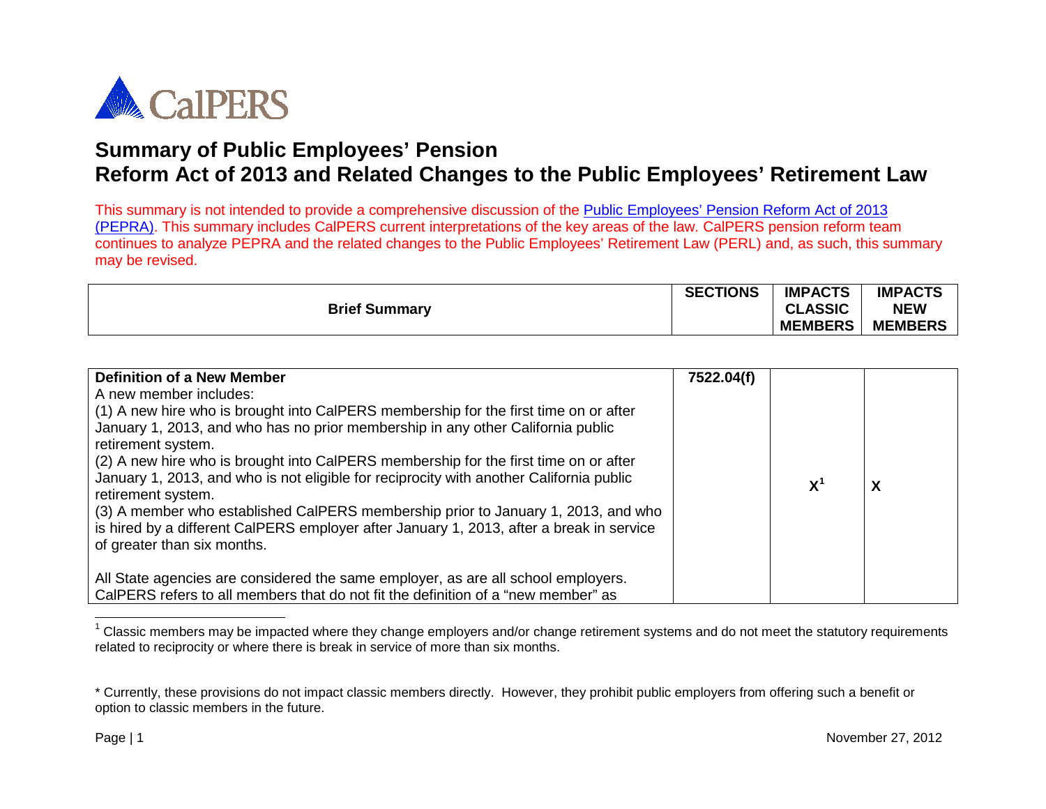CalPERS

# Summary of Public Employees' Pension Reform Act of 2013 and Related Changes to the Public Employees' Retirement Law

This summary is not intended to provide a comprehensive discussion of the Public Employees' Pension Reform Act of 2013 (PEPRA). This summary includes CalPERS current interpretations of the key areas of the law. CalPERS pension reform team continues to analyze PEPRA and the related changes to the Public Employees' Retirement Law (PERL) and, as such, this summary may be revised.

| Brief Summary | SECTIONS | IMPACTS CLASSIC MEMBERS | IMPACTS NEW MEMBERS |
|---|---|---|---|
| **Definition of a New Member**<br>A new member includes:<br>(1) A new hire who is brought into CalPERS membership for the first time on or after January 1, 2013, and who has no prior membership in any other California public retirement system.<br>(2) A new hire who is brought into CalPERS membership for the first time on or after January 1, 2013, and who is not eligible for reciprocity with another California public retirement system.<br>(3) A member who established CalPERS membership prior to January 1, 2013, and who is hired by a different CalPERS employer after January 1, 2013, after a break in service of greater than six months.<br><br>All State agencies are considered the same employer, as are all school employers. CalPERS refers to all members that do not fit the definition of a "new member" as | **7522.04(f)** | X[1] | X |

[1] Classic members may be impacted where they change employers and/or change retirement systems and do not meet the statutory requirements related to reciprocity or where there is break in service of more than six months.

* Currently, these provisions do not impact classic members directly. However, they prohibit public employers from offering such a benefit or option to classic members in the future.

November 27, 2012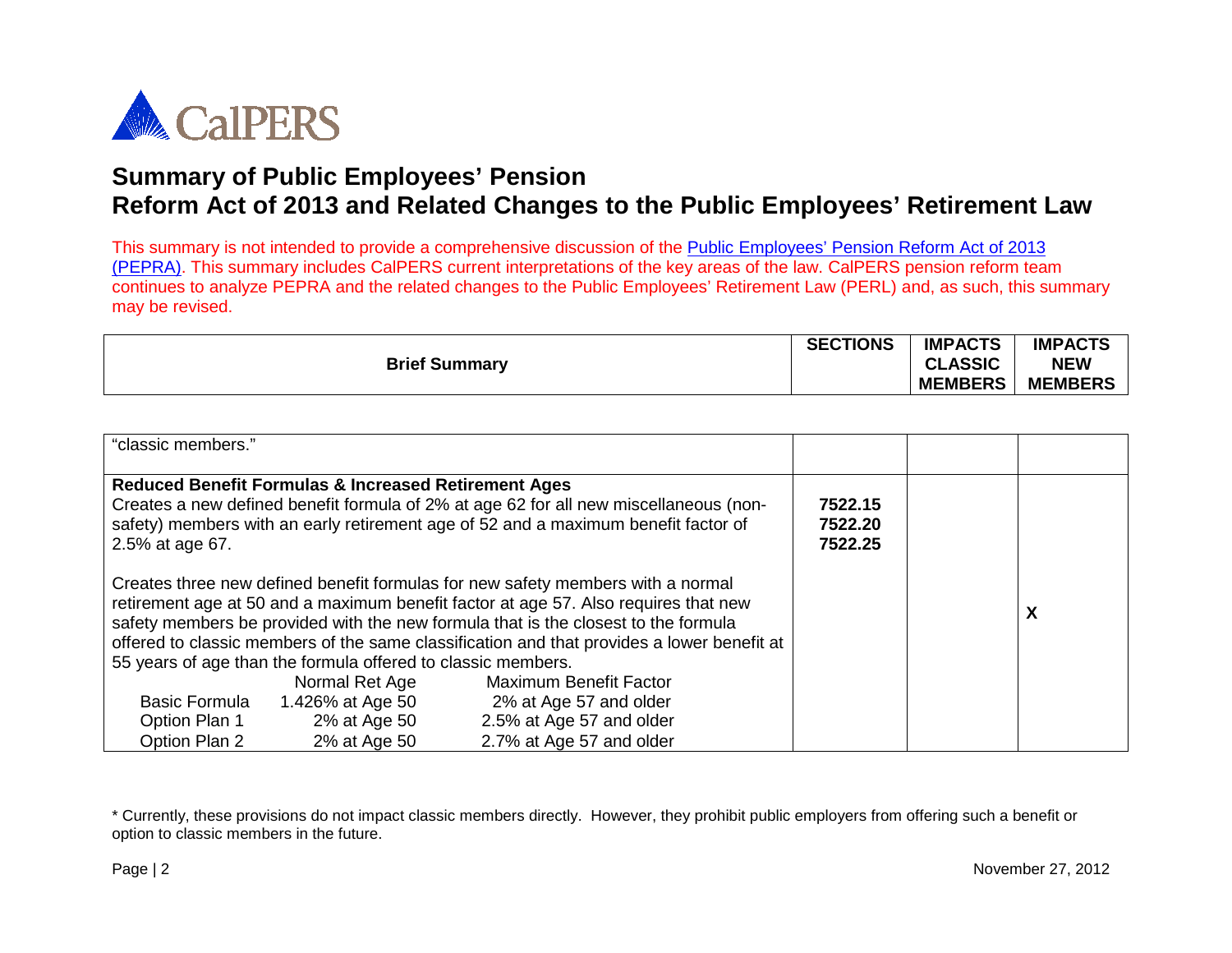# Summary of Public Employees' Pension Reform Act of 2013 and Related Changes to the Public Employees' Retirement Law

This summary is not intended to provide a comprehensive discussion of the Public Employees' Pension Reform Act of 2013 (PEPRA). This summary includes CalPERS current interpretations of the key areas of the law. CalPERS pension reform team continues to analyze PEPRA and the related changes to the Public Employees' Retirement Law (PERL) and, as such, this summary may be revised.

| Brief Summary | SECTIONS | IMPACTS CLASSIC MEMBERS | IMPACTS NEW MEMBERS |
|---|---|---|---|
| "classic members." | | | |
| **Reduced Benefit Formulas & Increased Retirement Ages**<br>Creates a new defined benefit formula of 2% at age 62 for all new miscellaneous (non-safety) members with an early retirement age of 52 and a maximum benefit factor of 2.5% at age 67.<br><br>Creates three new defined benefit formulas for new safety members with a normal retirement age at 50 and a maximum benefit factor at age 57. Also requires that new safety members be provided with the new formula that is the closest to the formula offered to classic members of the same classification and that provides a lower benefit at 55 years of age than the formula offered to classic members.<br>(Formula — Normal Ret Age — Maximum Benefit Factor)<br>Basic Formula — 1.426% at Age 50 — 2% at Age 57 and older<br>Option Plan 1 — 2% at Age 50 — 2.5% at Age 57 and older<br>Option Plan 2 — 2% at Age 50 — 2.7% at Age 57 and older | 7522.15<br>7522.20<br>7522.25 | | X |

\* Currently, these provisions do not impact classic members directly. However, they prohibit public employers from offering such a benefit or option to classic members in the future.

November 27, 2012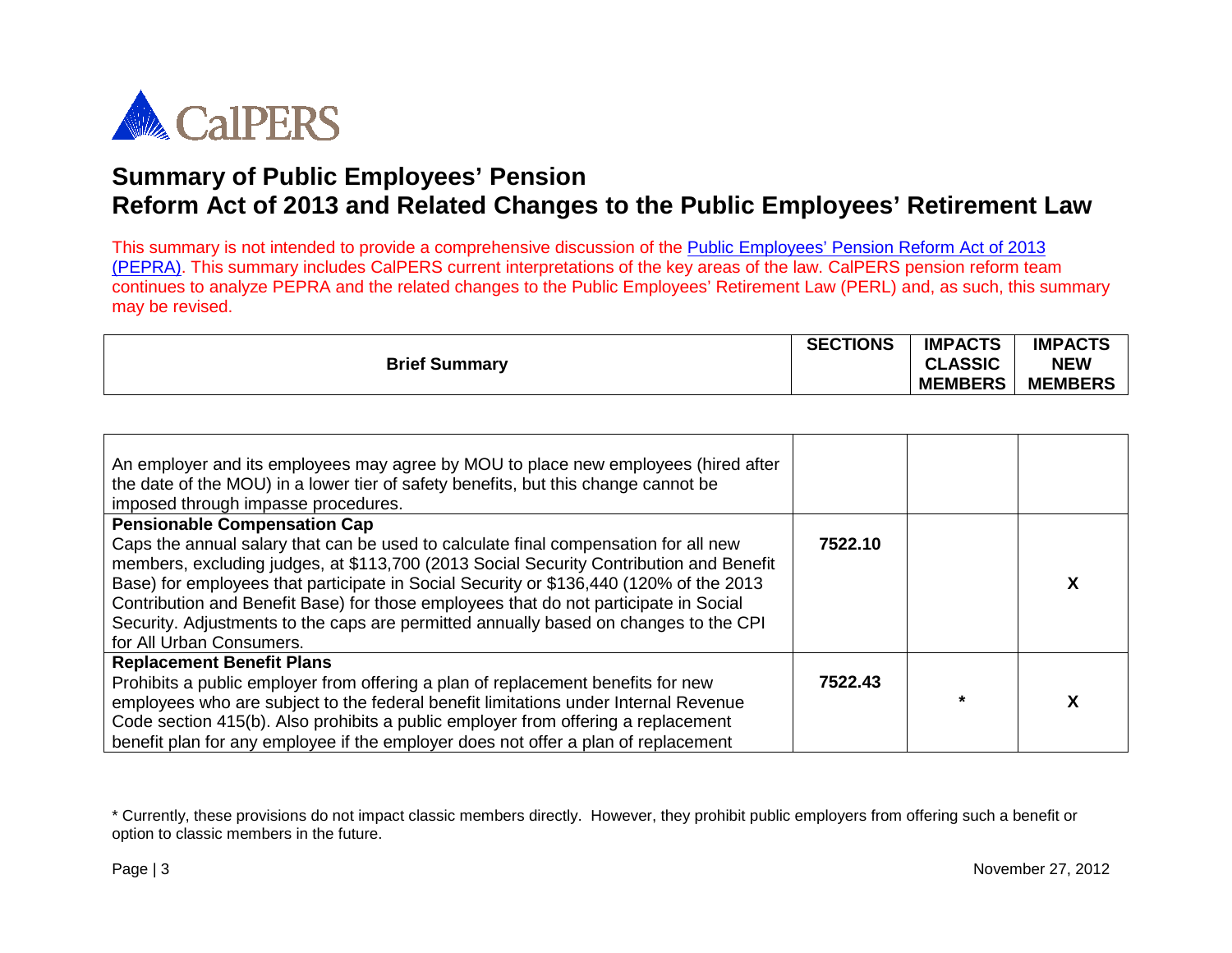# Summary of Public Employees' Pension Reform Act of 2013 and Related Changes to the Public Employees' Retirement Law

This summary is not intended to provide a comprehensive discussion of the Public Employees' Pension Reform Act of 2013 (PEPRA). This summary includes CalPERS current interpretations of the key areas of the law. CalPERS pension reform team continues to analyze PEPRA and the related changes to the Public Employees' Retirement Law (PERL) and, as such, this summary may be revised.

| Brief Summary | SECTIONS | IMPACTS CLASSIC MEMBERS | IMPACTS NEW MEMBERS |
|---|---|---|---|
| An employer and its employees may agree by MOU to place new employees (hired after the date of the MOU) in a lower tier of safety benefits, but this change cannot be imposed through impasse procedures. | | | |
| **Pensionable Compensation Cap**<br>Caps the annual salary that can be used to calculate final compensation for all new members, excluding judges, at $113,700 (2013 Social Security Contribution and Benefit Base) for employees that participate in Social Security or $136,440 (120% of the 2013 Contribution and Benefit Base) for those employees that do not participate in Social Security. Adjustments to the caps are permitted annually based on changes to the CPI for All Urban Consumers. | **7522.10** | | **X** |
| **Replacement Benefit Plans**<br>Prohibits a public employer from offering a plan of replacement benefits for new employees who are subject to the federal benefit limitations under Internal Revenue Code section 415(b). Also prohibits a public employer from offering a replacement benefit plan for any employee if the employer does not offer a plan of replacement | **7522.43** | * | **X** |

* Currently, these provisions do not impact classic members directly. However, they prohibit public employers from offering such a benefit or option to classic members in the future.

November 27, 2012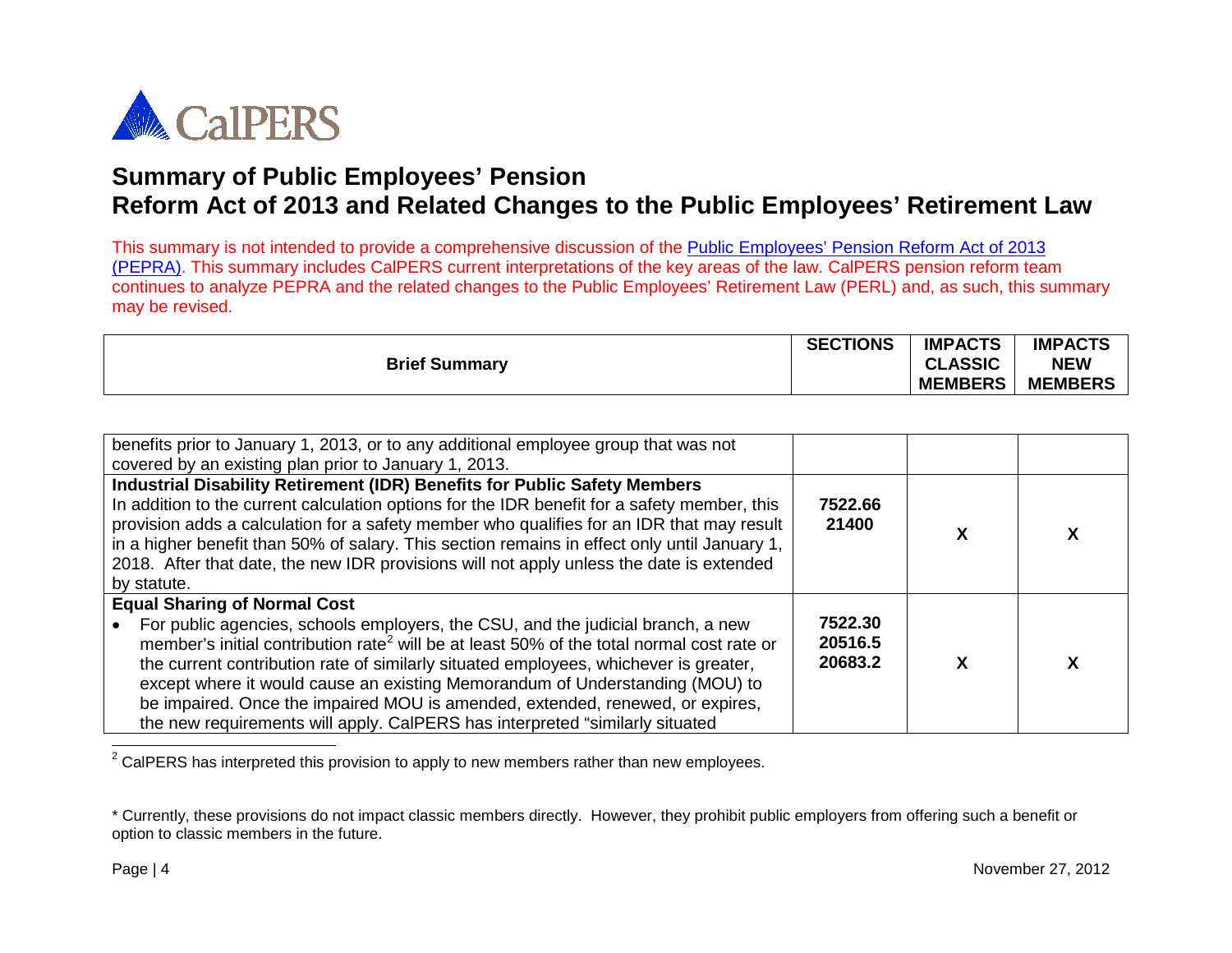**CalPERS**

# Summary of Public Employees' Pension Reform Act of 2013 and Related Changes to the Public Employees' Retirement Law

This summary is not intended to provide a comprehensive discussion of the Public Employees' Pension Reform Act of 2013 (PEPRA). This summary includes CalPERS current interpretations of the key areas of the law. CalPERS pension reform team continues to analyze PEPRA and the related changes to the Public Employees' Retirement Law (PERL) and, as such, this summary may be revised.

| Brief Summary | SECTIONS | IMPACTS CLASSIC MEMBERS | IMPACTS NEW MEMBERS |
|---|---|---|---|
| benefits prior to January 1, 2013, or to any additional employee group that was not covered by an existing plan prior to January 1, 2013. | | | |
| **Industrial Disability Retirement (IDR) Benefits for Public Safety Members**<br>In addition to the current calculation options for the IDR benefit for a safety member, this provision adds a calculation for a safety member who qualifies for an IDR that may result in a higher benefit than 50% of salary. This section remains in effect only until January 1, 2018. After that date, the new IDR provisions will not apply unless the date is extended by statute. | **7522.66**<br>**21400** | **X** | **X** |
| **Equal Sharing of Normal Cost**<br>• For public agencies, schools employers, the CSU, and the judicial branch, a new member's initial contribution rate[2] will be at least 50% of the total normal cost rate or the current contribution rate of similarly situated employees, whichever is greater, except where it would cause an existing Memorandum of Understanding (MOU) to be impaired. Once the impaired MOU is amended, extended, renewed, or expires, the new requirements will apply. CalPERS has interpreted "similarly situated | **7522.30**<br>**20516.5**<br>**20683.2** | **X** | **X** |

[2] CalPERS has interpreted this provision to apply to new members rather than new employees.

\* Currently, these provisions do not impact classic members directly. However, they prohibit public employers from offering such a benefit or option to classic members in the future.

November 27, 2012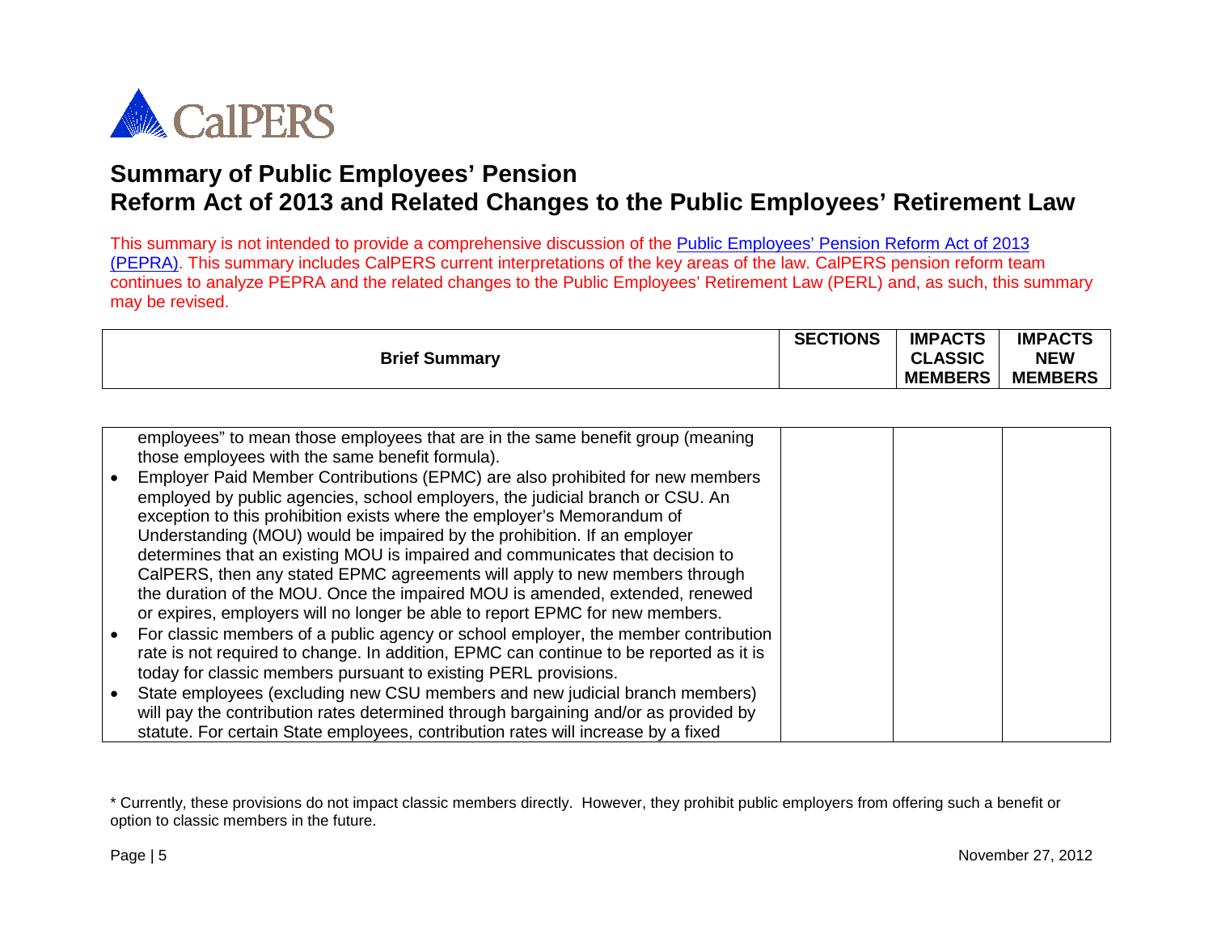# Summary of Public Employees' Pension Reform Act of 2013 and Related Changes to the Public Employees' Retirement Law

This summary is not intended to provide a comprehensive discussion of the Public Employees' Pension Reform Act of 2013 (PEPRA). This summary includes CalPERS current interpretations of the key areas of the law. CalPERS pension reform team continues to analyze PEPRA and the related changes to the Public Employees' Retirement Law (PERL) and, as such, this summary may be revised.

| Brief Summary | SECTIONS | IMPACTS CLASSIC MEMBERS | IMPACTS NEW MEMBERS |
|---|---|---|---|
| employees" to mean those employees that are in the same benefit group (meaning those employees with the same benefit formula).<br>• Employer Paid Member Contributions (EPMC) are also prohibited for new members employed by public agencies, school employers, the judicial branch or CSU. An exception to this prohibition exists where the employer's Memorandum of Understanding (MOU) would be impaired by the prohibition. If an employer determines that an existing MOU is impaired and communicates that decision to CalPERS, then any stated EPMC agreements will apply to new members through the duration of the MOU. Once the impaired MOU is amended, extended, renewed or expires, employers will no longer be able to report EPMC for new members.<br>• For classic members of a public agency or school employer, the member contribution rate is not required to change. In addition, EPMC can continue to be reported as it is today for classic members pursuant to existing PERL provisions.<br>• State employees (excluding new CSU members and new judicial branch members) will pay the contribution rates determined through bargaining and/or as provided by statute. For certain State employees, contribution rates will increase by a fixed | | | |

\* Currently, these provisions do not impact classic members directly. However, they prohibit public employers from offering such a benefit or option to classic members in the future.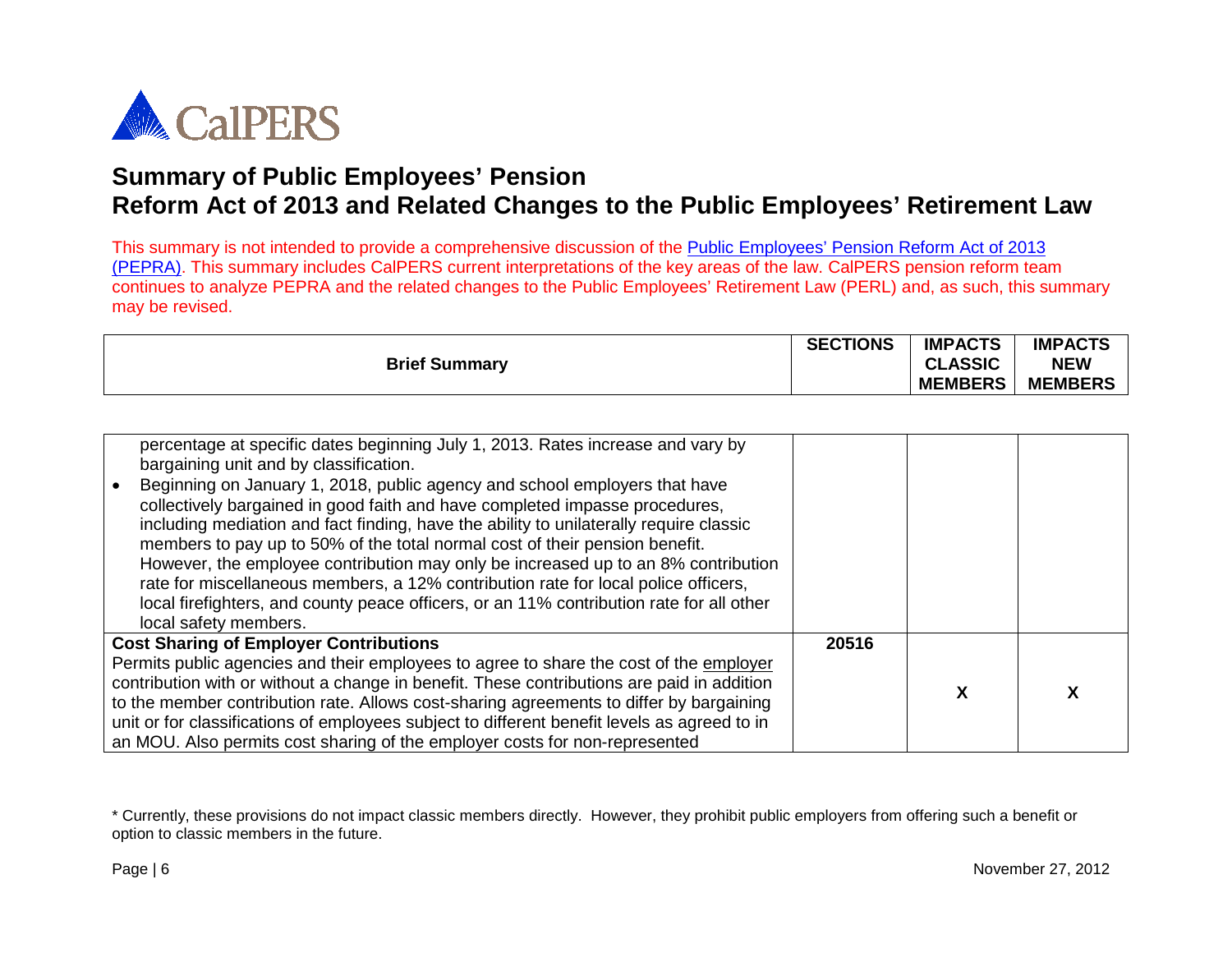# Summary of Public Employees' Pension Reform Act of 2013 and Related Changes to the Public Employees' Retirement Law

This summary is not intended to provide a comprehensive discussion of the Public Employees' Pension Reform Act of 2013 (PEPRA). This summary includes CalPERS current interpretations of the key areas of the law. CalPERS pension reform team continues to analyze PEPRA and the related changes to the Public Employees' Retirement Law (PERL) and, as such, this summary may be revised.

| Brief Summary | SECTIONS | IMPACTS CLASSIC MEMBERS | IMPACTS NEW MEMBERS |
|---|---|---|---|
| percentage at specific dates beginning July 1, 2013. Rates increase and vary by bargaining unit and by classification.<br>• Beginning on January 1, 2018, public agency and school employers that have collectively bargained in good faith and have completed impasse procedures, including mediation and fact finding, have the ability to unilaterally require classic members to pay up to 50% of the total normal cost of their pension benefit. However, the employee contribution may only be increased up to an 8% contribution rate for miscellaneous members, a 12% contribution rate for local police officers, local firefighters, and county peace officers, or an 11% contribution rate for all other local safety members. | | | |
| **Cost Sharing of Employer Contributions**<br>Permits public agencies and their employees to agree to share the cost of the employer contribution with or without a change in benefit. These contributions are paid in addition to the member contribution rate. Allows cost-sharing agreements to differ by bargaining unit or for classifications of employees subject to different benefit levels as agreed to in an MOU. Also permits cost sharing of the employer costs for non-represented | 20516 | X | X |

\* Currently, these provisions do not impact classic members directly. However, they prohibit public employers from offering such a benefit or option to classic members in the future.

November 27, 2012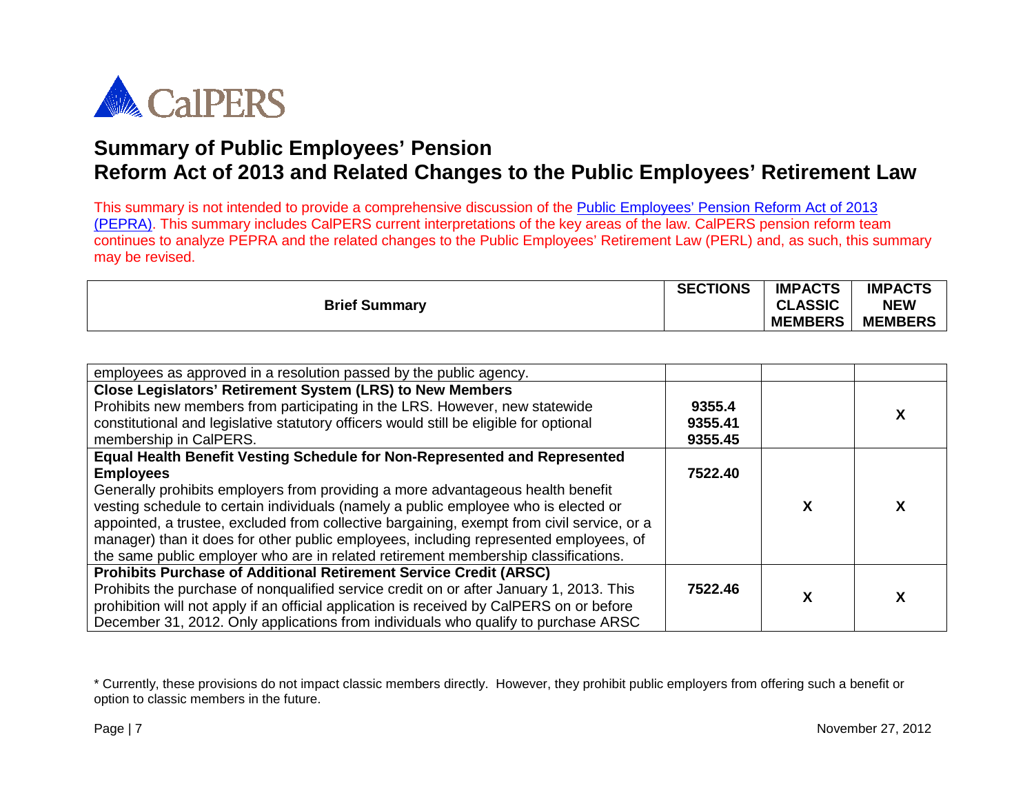# Summary of Public Employees' Pension Reform Act of 2013 and Related Changes to the Public Employees' Retirement Law

This summary is not intended to provide a comprehensive discussion of the Public Employees' Pension Reform Act of 2013 (PEPRA). This summary includes CalPERS current interpretations of the key areas of the law. CalPERS pension reform team continues to analyze PEPRA and the related changes to the Public Employees' Retirement Law (PERL) and, as such, this summary may be revised.

| Brief Summary | SECTIONS | IMPACTS CLASSIC MEMBERS | IMPACTS NEW MEMBERS |
|---|---|---|---|
| employees as approved in a resolution passed by the public agency. | | | |
| **Close Legislators' Retirement System (LRS) to New Members**<br>Prohibits new members from participating in the LRS. However, new statewide constitutional and legislative statutory officers would still be eligible for optional membership in CalPERS. | **9355.4**<br>**9355.41**<br>**9355.45** | | **X** |
| **Equal Health Benefit Vesting Schedule for Non-Represented and Represented Employees**<br>Generally prohibits employers from providing a more advantageous health benefit vesting schedule to certain individuals (namely a public employee who is elected or appointed, a trustee, excluded from collective bargaining, exempt from civil service, or a manager) than it does for other public employees, including represented employees, of the same public employer who are in related retirement membership classifications. | **7522.40** | **X** | **X** |
| **Prohibits Purchase of Additional Retirement Service Credit (ARSC)**<br>Prohibits the purchase of nonqualified service credit on or after January 1, 2013. This prohibition will not apply if an official application is received by CalPERS on or before December 31, 2012. Only applications from individuals who qualify to purchase ARSC | **7522.46** | **X** | **X** |

\* Currently, these provisions do not impact classic members directly. However, they prohibit public employers from offering such a benefit or option to classic members in the future.

November 27, 2012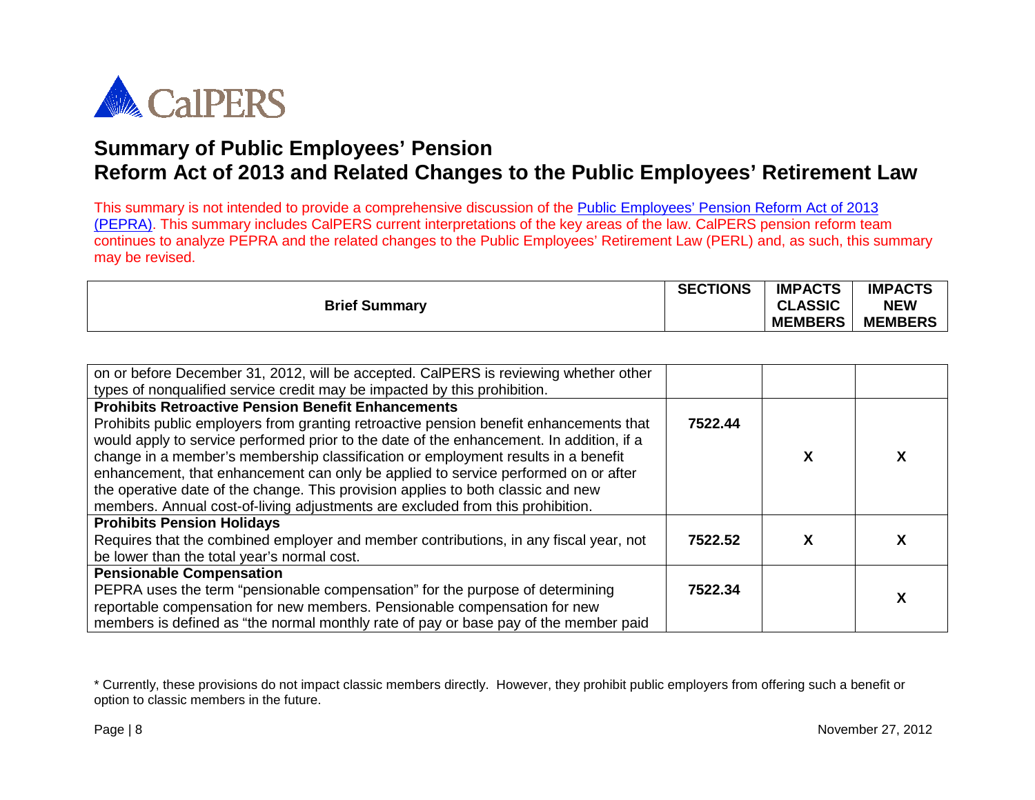## Summary of Public Employees' Pension Reform Act of 2013 and Related Changes to the Public Employees' Retirement Law

This summary is not intended to provide a comprehensive discussion of the Public Employees' Pension Reform Act of 2013 (PEPRA). This summary includes CalPERS current interpretations of the key areas of the law. CalPERS pension reform team continues to analyze PEPRA and the related changes to the Public Employees' Retirement Law (PERL) and, as such, this summary may be revised.

| Brief Summary | SECTIONS | IMPACTS CLASSIC MEMBERS | IMPACTS NEW MEMBERS |
|---|---|---|---|
| on or before December 31, 2012, will be accepted. CalPERS is reviewing whether other types of nonqualified service credit may be impacted by this prohibition. | | | |
| **Prohibits Retroactive Pension Benefit Enhancements** Prohibits public employers from granting retroactive pension benefit enhancements that would apply to service performed prior to the date of the enhancement. In addition, if a change in a member's membership classification or employment results in a benefit enhancement, that enhancement can only be applied to service performed on or after the operative date of the change. This provision applies to both classic and new members. Annual cost-of-living adjustments are excluded from this prohibition. | 7522.44 | X | X |
| **Prohibits Pension Holidays** Requires that the combined employer and member contributions, in any fiscal year, not be lower than the total year's normal cost. | 7522.52 | X | X |
| **Pensionable Compensation** PEPRA uses the term "pensionable compensation" for the purpose of determining reportable compensation for new members. Pensionable compensation for new members is defined as "the normal monthly rate of pay or base pay of the member paid | 7522.34 | | X |

* Currently, these provisions do not impact classic members directly. However, they prohibit public employers from offering such a benefit or option to classic members in the future.

November 27, 2012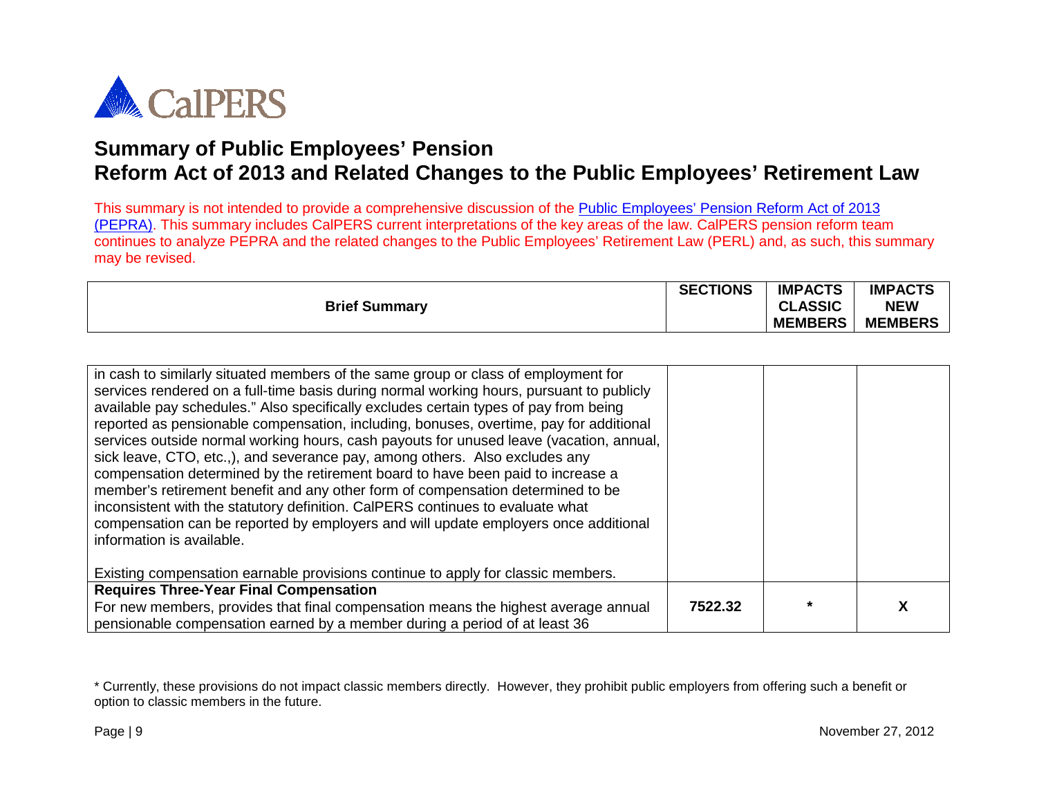# Summary of Public Employees' Pension Reform Act of 2013 and Related Changes to the Public Employees' Retirement Law

This summary is not intended to provide a comprehensive discussion of the Public Employees' Pension Reform Act of 2013 (PEPRA). This summary includes CalPERS current interpretations of the key areas of the law. CalPERS pension reform team continues to analyze PEPRA and the related changes to the Public Employees' Retirement Law (PERL) and, as such, this summary may be revised.

| Brief Summary | SECTIONS | IMPACTS CLASSIC MEMBERS | IMPACTS NEW MEMBERS |
|---|---|---|---|
| in cash to similarly situated members of the same group or class of employment for services rendered on a full-time basis during normal working hours, pursuant to publicly available pay schedules." Also specifically excludes certain types of pay from being reported as pensionable compensation, including, bonuses, overtime, pay for additional services outside normal working hours, cash payouts for unused leave (vacation, annual, sick leave, CTO, etc.,), and severance pay, among others. Also excludes any compensation determined by the retirement board to have been paid to increase a member's retirement benefit and any other form of compensation determined to be inconsistent with the statutory definition. CalPERS continues to evaluate what compensation can be reported by employers and will update employers once additional information is available.<br><br>Existing compensation earnable provisions continue to apply for classic members. | | | |
| **Requires Three-Year Final Compensation**<br>For new members, provides that final compensation means the highest average annual pensionable compensation earned by a member during a period of at least 36 | 7522.32 | * | X |

* Currently, these provisions do not impact classic members directly. However, they prohibit public employers from offering such a benefit or option to classic members in the future.

November 27, 2012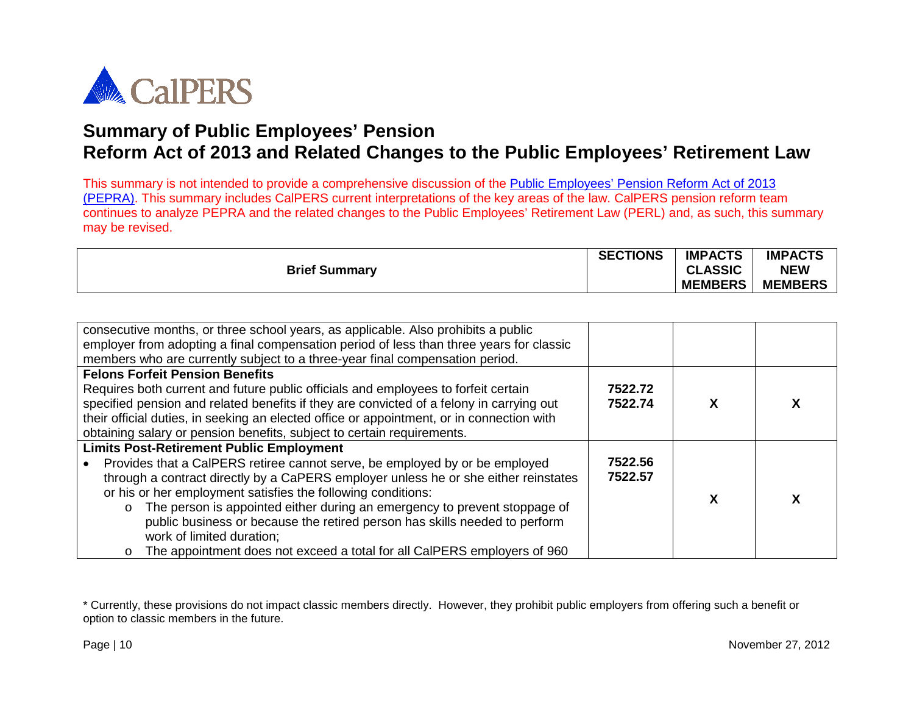# Summary of Public Employees' Pension Reform Act of 2013 and Related Changes to the Public Employees' Retirement Law

This summary is not intended to provide a comprehensive discussion of the Public Employees' Pension Reform Act of 2013 (PEPRA). This summary includes CalPERS current interpretations of the key areas of the law. CalPERS pension reform team continues to analyze PEPRA and the related changes to the Public Employees' Retirement Law (PERL) and, as such, this summary may be revised.

| Brief Summary | SECTIONS | IMPACTS CLASSIC MEMBERS | IMPACTS NEW MEMBERS |
|---|---|---|---|
| consecutive months, or three school years, as applicable. Also prohibits a public employer from adopting a final compensation period of less than three years for classic members who are currently subject to a three-year final compensation period. | | | |
| **Felons Forfeit Pension Benefits**<br>Requires both current and future public officials and employees to forfeit certain specified pension and related benefits if they are convicted of a felony in carrying out their official duties, in seeking an elected office or appointment, or in connection with obtaining salary or pension benefits, subject to certain requirements. | 7522.72<br>7522.74 | X | X |
| **Limits Post-Retirement Public Employment**<br>• Provides that a CalPERS retiree cannot serve, be employed by or be employed through a contract directly by a CaPERS employer unless he or she either reinstates or his or her employment satisfies the following conditions:<br>o The person is appointed either during an emergency to prevent stoppage of public business or because the retired person has skills needed to perform work of limited duration;<br>o The appointment does not exceed a total for all CalPERS employers of 960 | 7522.56<br>7522.57 | X | X |

* Currently, these provisions do not impact classic members directly. However, they prohibit public employers from offering such a benefit or option to classic members in the future.

November 27, 2012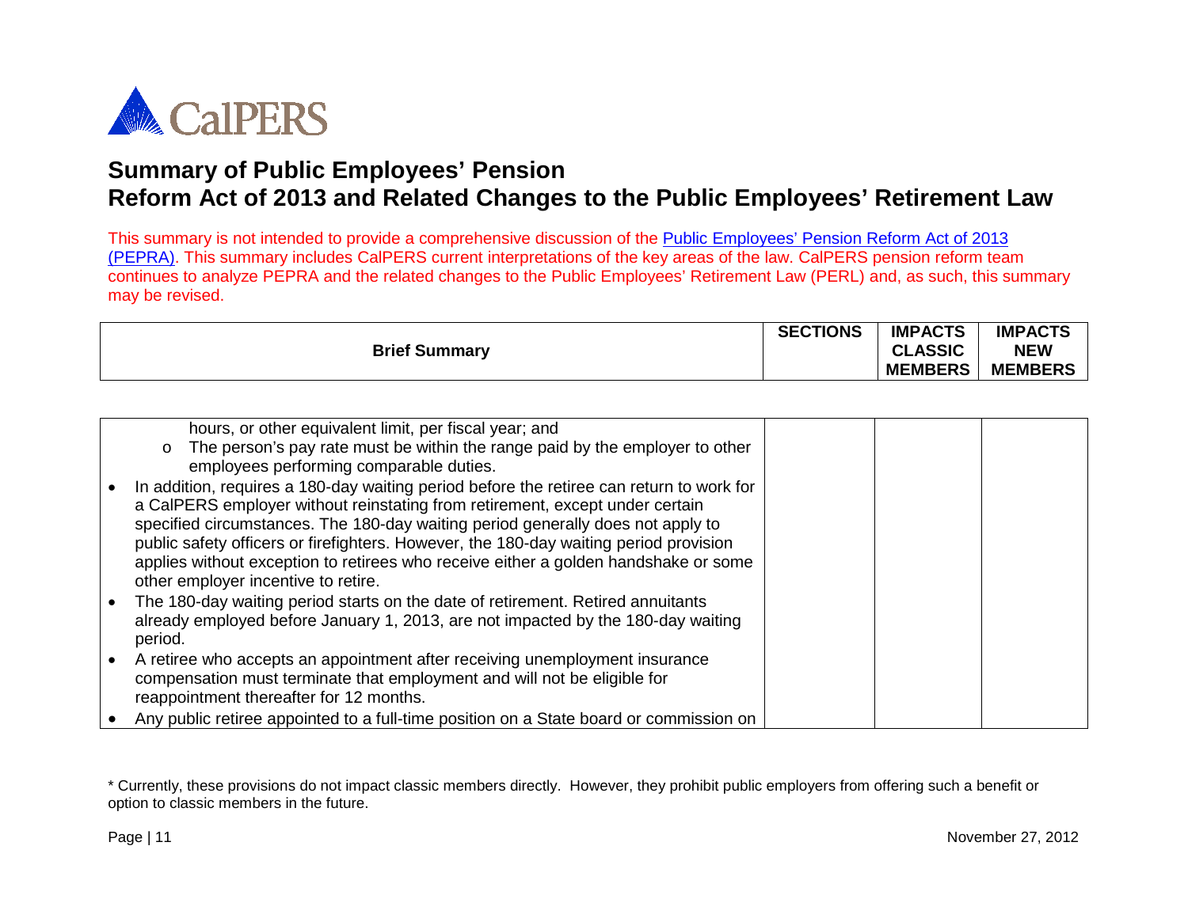# Summary of Public Employees' Pension Reform Act of 2013 and Related Changes to the Public Employees' Retirement Law

This summary is not intended to provide a comprehensive discussion of the Public Employees' Pension Reform Act of 2013 (PEPRA). This summary includes CalPERS current interpretations of the key areas of the law. CalPERS pension reform team continues to analyze PEPRA and the related changes to the Public Employees' Retirement Law (PERL) and, as such, this summary may be revised.

| Brief Summary | SECTIONS | IMPACTS CLASSIC MEMBERS | IMPACTS NEW MEMBERS |
|---|---|---|---|
| hours, or other equivalent limit, per fiscal year; and<br>o The person's pay rate must be within the range paid by the employer to other employees performing comparable duties.<br>• In addition, requires a 180-day waiting period before the retiree can return to work for a CalPERS employer without reinstating from retirement, except under certain specified circumstances. The 180-day waiting period generally does not apply to public safety officers or firefighters. However, the 180-day waiting period provision applies without exception to retirees who receive either a golden handshake or some other employer incentive to retire.<br>• The 180-day waiting period starts on the date of retirement. Retired annuitants already employed before January 1, 2013, are not impacted by the 180-day waiting period.<br>• A retiree who accepts an appointment after receiving unemployment insurance compensation must terminate that employment and will not be eligible for reappointment thereafter for 12 months.<br>• Any public retiree appointed to a full-time position on a State board or commission on | | | |

\* Currently, these provisions do not impact classic members directly. However, they prohibit public employers from offering such a benefit or option to classic members in the future.

November 27, 2012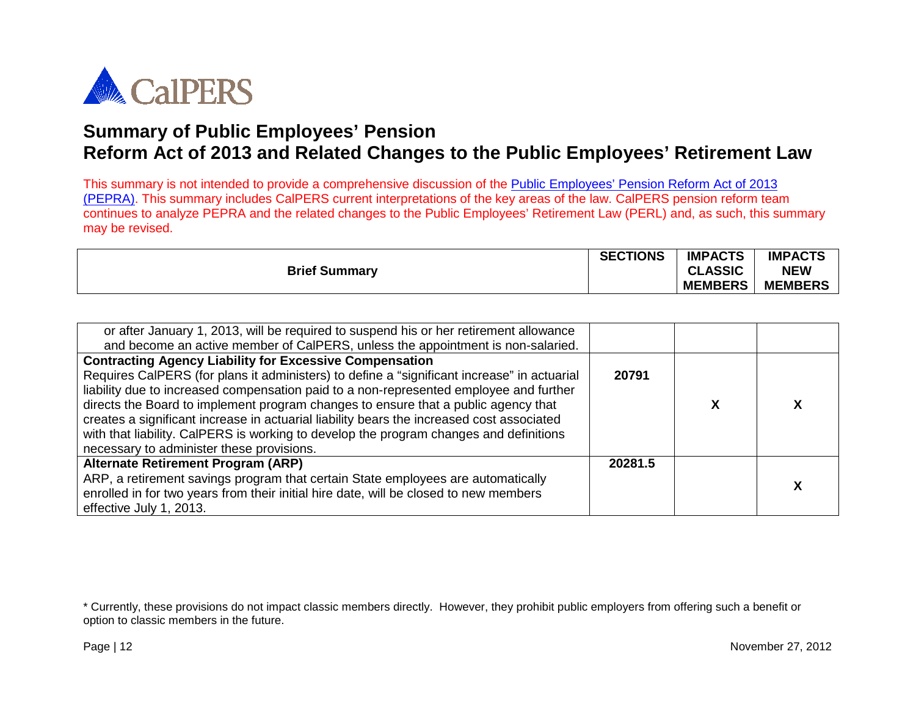# Summary of Public Employees' Pension Reform Act of 2013 and Related Changes to the Public Employees' Retirement Law

This summary is not intended to provide a comprehensive discussion of the Public Employees' Pension Reform Act of 2013 (PEPRA). This summary includes CalPERS current interpretations of the key areas of the law. CalPERS pension reform team continues to analyze PEPRA and the related changes to the Public Employees' Retirement Law (PERL) and, as such, this summary may be revised.

| Brief Summary | SECTIONS | IMPACTS CLASSIC MEMBERS | IMPACTS NEW MEMBERS |
|---|---|---|---|
| or after January 1, 2013, will be required to suspend his or her retirement allowance and become an active member of CalPERS, unless the appointment is non-salaried. | | | |
| **Contracting Agency Liability for Excessive Compensation** Requires CalPERS (for plans it administers) to define a "significant increase" in actuarial liability due to increased compensation paid to a non-represented employee and further directs the Board to implement program changes to ensure that a public agency that creates a significant increase in actuarial liability bears the increased cost associated with that liability. CalPERS is working to develop the program changes and definitions necessary to administer these provisions. | 20791 | X | X |
| **Alternate Retirement Program (ARP)** ARP, a retirement savings program that certain State employees are automatically enrolled in for two years from their initial hire date, will be closed to new members effective July 1, 2013. | 20281.5 | | X |

\* Currently, these provisions do not impact classic members directly. However, they prohibit public employers from offering such a benefit or option to classic members in the future.

November 27, 2012